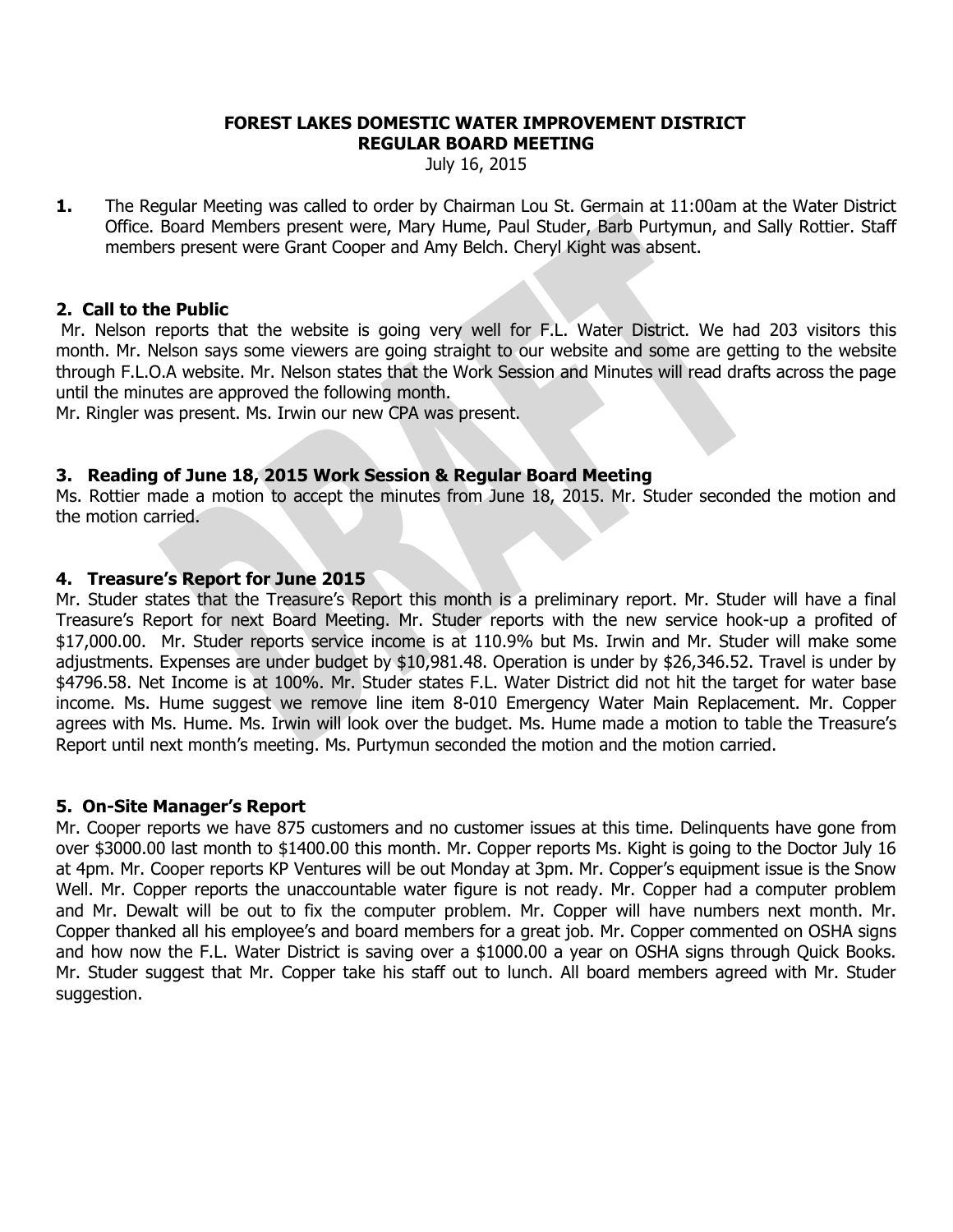**FOREST LAKES DOMESTIC WATER IMPROVEMENT DISTRICT**
**REGULAR BOARD MEETING**
July 16, 2015

**1.** The Regular Meeting was called to order by Chairman Lou St. Germain at 11:00am at the Water District Office. Board Members present were, Mary Hume, Paul Studer, Barb Purtymun, and Sally Rottier. Staff members present were Grant Cooper and Amy Belch. Cheryl Kight was absent.

## 2. Call to the Public

Mr. Nelson reports that the website is going very well for F.L. Water District. We had 203 visitors this month. Mr. Nelson says some viewers are going straight to our website and some are getting to the website through F.L.O.A website. Mr. Nelson states that the Work Session and Minutes will read drafts across the page until the minutes are approved the following month.
Mr. Ringler was present. Ms. Irwin our new CPA was present.

## 3. Reading of June 18, 2015 Work Session & Regular Board Meeting

Ms. Rottier made a motion to accept the minutes from June 18, 2015. Mr. Studer seconded the motion and the motion carried.

## 4. Treasure's Report for June 2015

Mr. Studer states that the Treasure's Report this month is a preliminary report. Mr. Studer will have a final Treasure's Report for next Board Meeting. Mr. Studer reports with the new service hook-up a profited of $17,000.00. Mr. Studer reports service income is at 110.9% but Ms. Irwin and Mr. Studer will make some adjustments. Expenses are under budget by $10,981.48. Operation is under by $26,346.52. Travel is under by $4796.58. Net Income is at 100%. Mr. Studer states F.L. Water District did not hit the target for water base income. Ms. Hume suggest we remove line item 8-010 Emergency Water Main Replacement. Mr. Copper agrees with Ms. Hume. Ms. Irwin will look over the budget. Ms. Hume made a motion to table the Treasure's Report until next month's meeting. Ms. Purtymun seconded the motion and the motion carried.

## 5. On-Site Manager's Report

Mr. Cooper reports we have 875 customers and no customer issues at this time. Delinquents have gone from over $3000.00 last month to $1400.00 this month. Mr. Copper reports Ms. Kight is going to the Doctor July 16 at 4pm. Mr. Cooper reports KP Ventures will be out Monday at 3pm. Mr. Copper's equipment issue is the Snow Well. Mr. Copper reports the unaccountable water figure is not ready. Mr. Copper had a computer problem and Mr. Dewalt will be out to fix the computer problem. Mr. Copper will have numbers next month. Mr. Copper thanked all his employee's and board members for a great job. Mr. Copper commented on OSHA signs and how now the F.L. Water District is saving over a $1000.00 a year on OSHA signs through Quick Books. Mr. Studer suggest that Mr. Copper take his staff out to lunch. All board members agreed with Mr. Studer suggestion.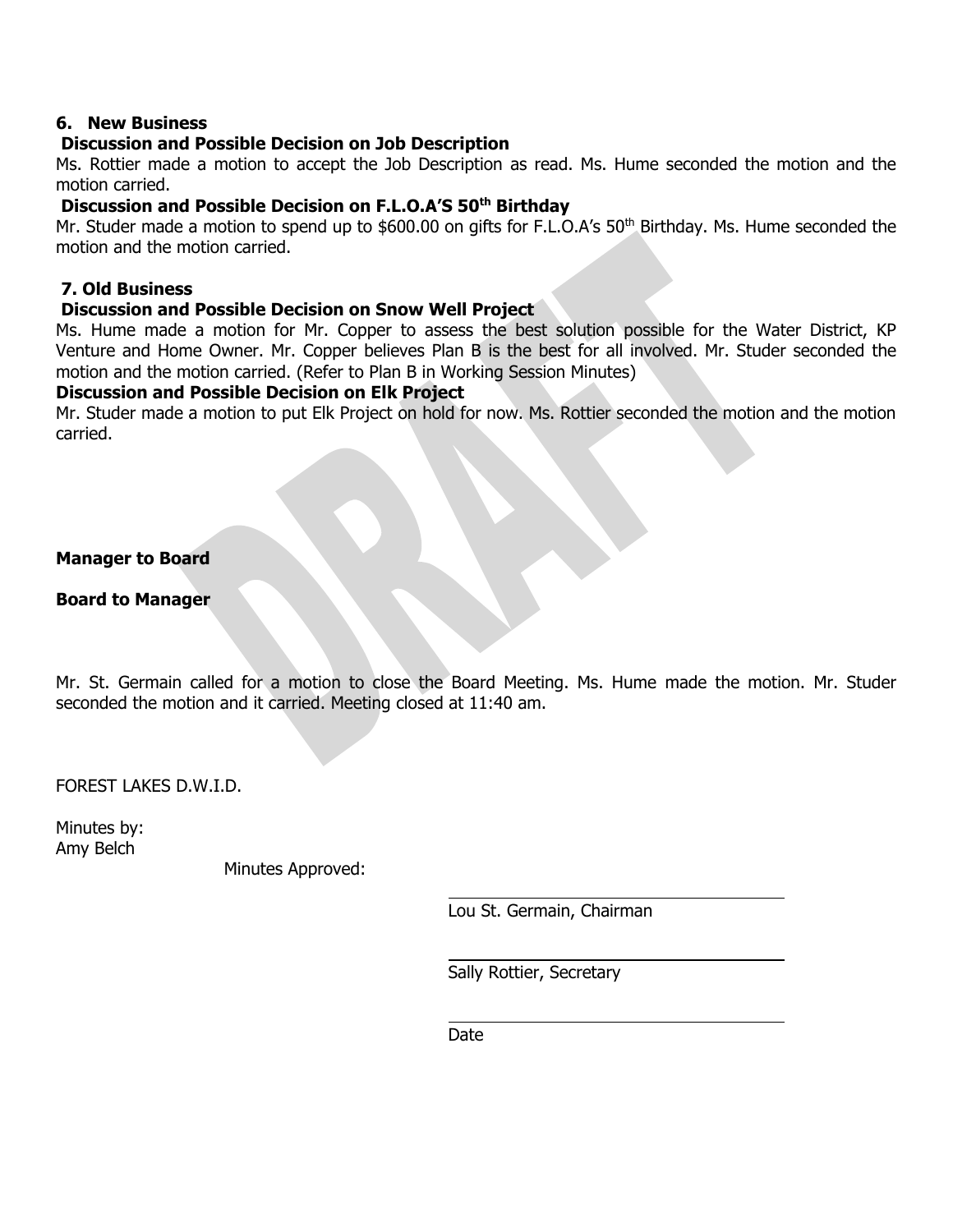## 6. New Business

### Discussion and Possible Decision on Job Description

Ms. Rottier made a motion to accept the Job Description as read. Ms. Hume seconded the motion and the motion carried.

### Discussion and Possible Decision on F.L.O.A'S 50th Birthday

Mr. Studer made a motion to spend up to $600.00 on gifts for F.L.O.A's 50th Birthday. Ms. Hume seconded the motion and the motion carried.

## 7. Old Business

### Discussion and Possible Decision on Snow Well Project

Ms. Hume made a motion for Mr. Copper to assess the best solution possible for the Water District, KP Venture and Home Owner. Mr. Copper believes Plan B is the best for all involved. Mr. Studer seconded the motion and the motion carried. (Refer to Plan B in Working Session Minutes)

### Discussion and Possible Decision on Elk Project

Mr. Studer made a motion to put Elk Project on hold for now. Ms. Rottier seconded the motion and the motion carried.

**Manager to Board**

**Board to Manager**

Mr. St. Germain called for a motion to close the Board Meeting. Ms. Hume made the motion. Mr. Studer seconded the motion and it carried. Meeting closed at 11:40 am.

FOREST LAKES D.W.I.D.

Minutes by:
Amy Belch

Minutes Approved:

_______________________________
Lou St. Germain, Chairman

_______________________________
Sally Rottier, Secretary

_______________________________
Date